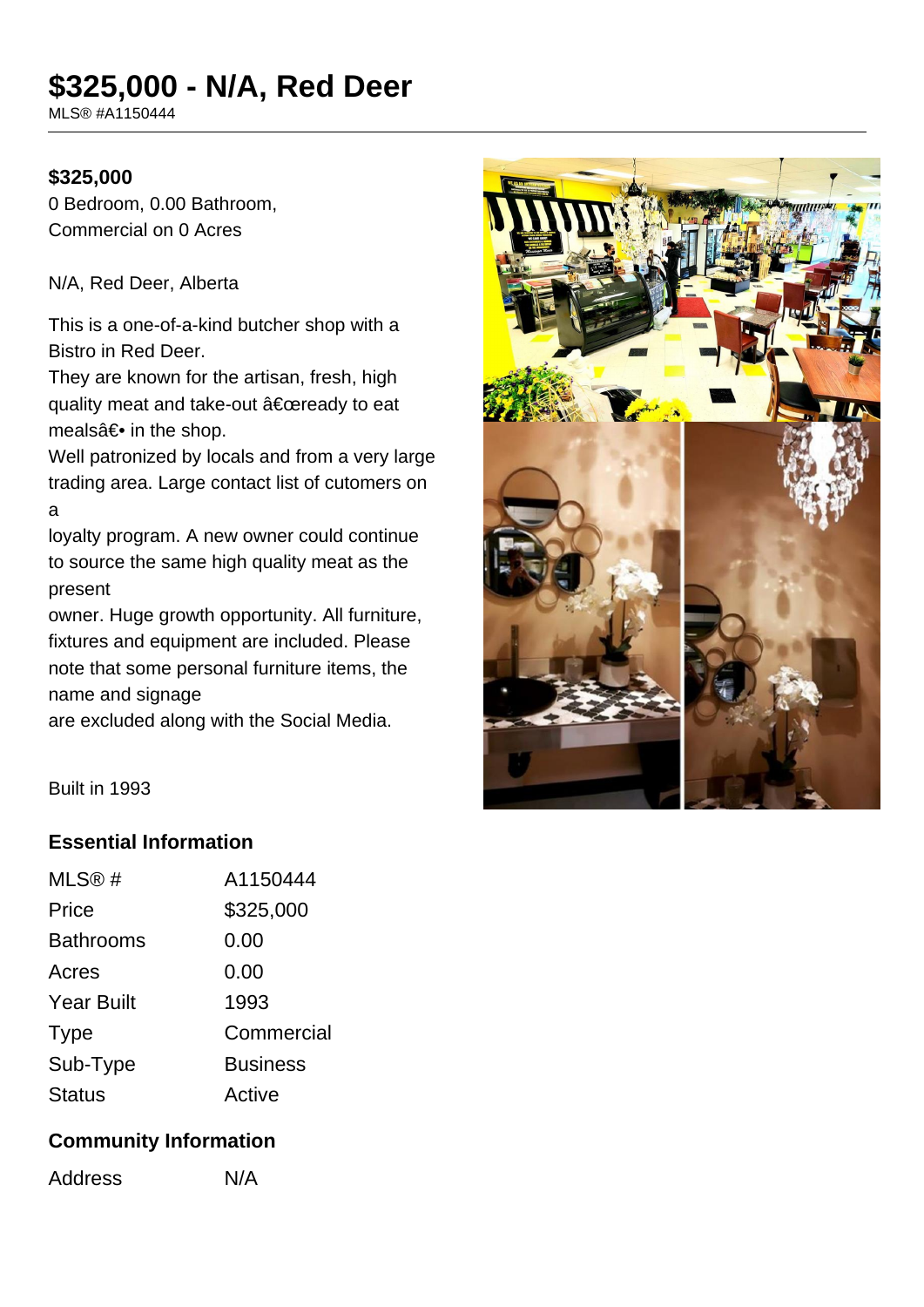# $325,000 - N/A, Red Deer

MLS® #A1150444

**$325,000**

0 Bedroom, 0.00 Bathroom, Commercial on 0 Acres

N/A, Red Deer, Alberta

This is a one-of-a-kind butcher shop with a Bistro in Red Deer.
They are known for the artisan, fresh, high quality meat and take-out â€œready to eat mealsâ€• in the shop.
Well patronized by locals and from a very large trading area. Large contact list of cutomers on a
loyalty program. A new owner could continue to source the same high quality meat as the present
owner. Huge growth opportunity. All furniture, fixtures and equipment are included. Please note that some personal furniture items, the name and signage
are excluded along with the Social Media.

Built in 1993

## Essential Information

| | |
|---|---|
| MLS® # | A1150444 |
| Price | $325,000 |
| Bathrooms | 0.00 |
| Acres | 0.00 |
| Year Built | 1993 |
| Type | Commercial |
| Sub-Type | Business |
| Status | Active |

## Community Information

| | |
|---|---|
| Address | N/A |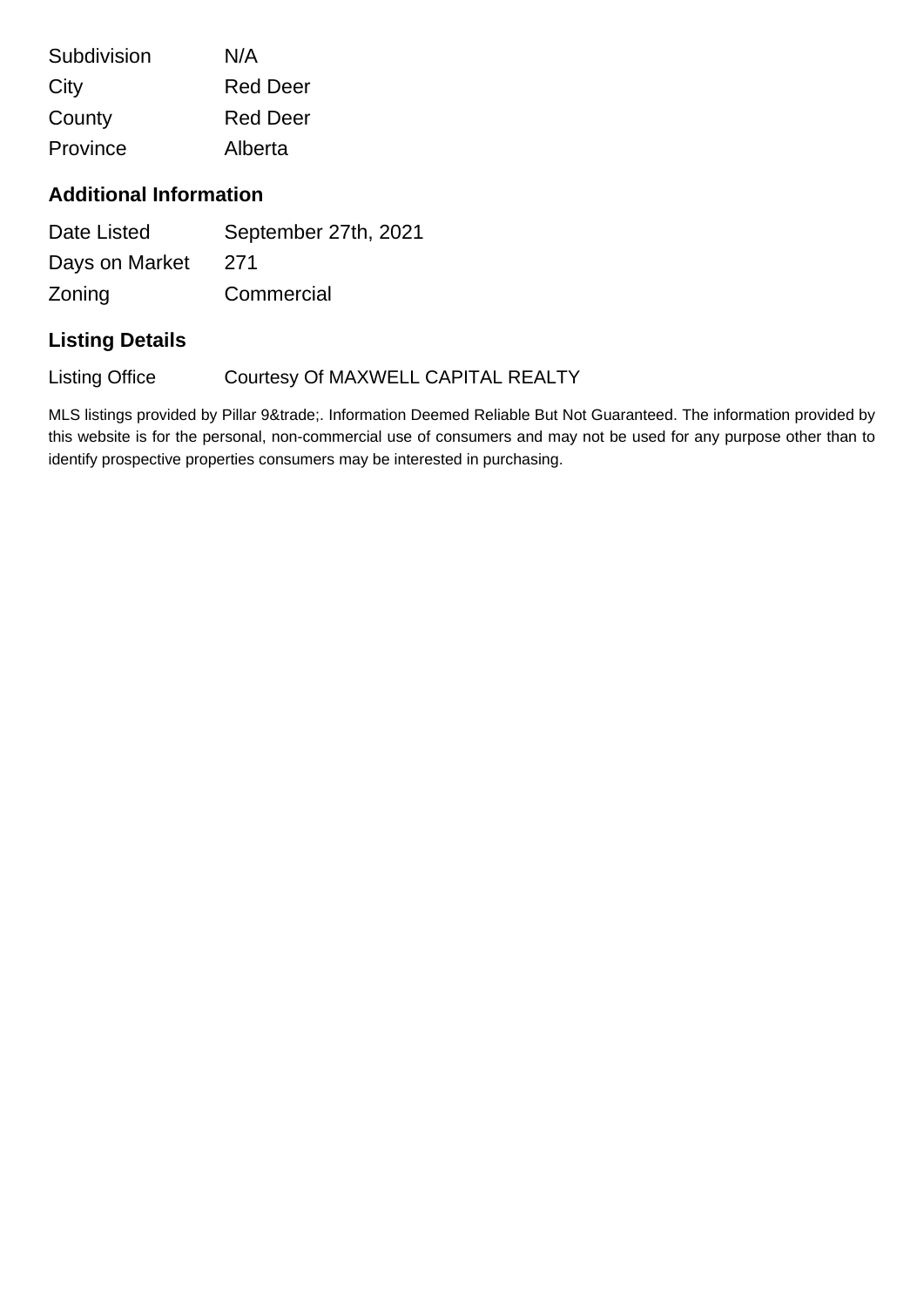| | |
|---|---|
| Subdivision | N/A |
| City | Red Deer |
| County | Red Deer |
| Province | Alberta |

### Additional Information

| | |
|---|---|
| Date Listed | September 27th, 2021 |
| Days on Market | 271 |
| Zoning | Commercial |

### Listing Details

| | |
|---|---|
| Listing Office | Courtesy Of MAXWELL CAPITAL REALTY |

MLS listings provided by Pillar 9&trade;. Information Deemed Reliable But Not Guaranteed. The information provided by this website is for the personal, non-commercial use of consumers and may not be used for any purpose other than to identify prospective properties consumers may be interested in purchasing.